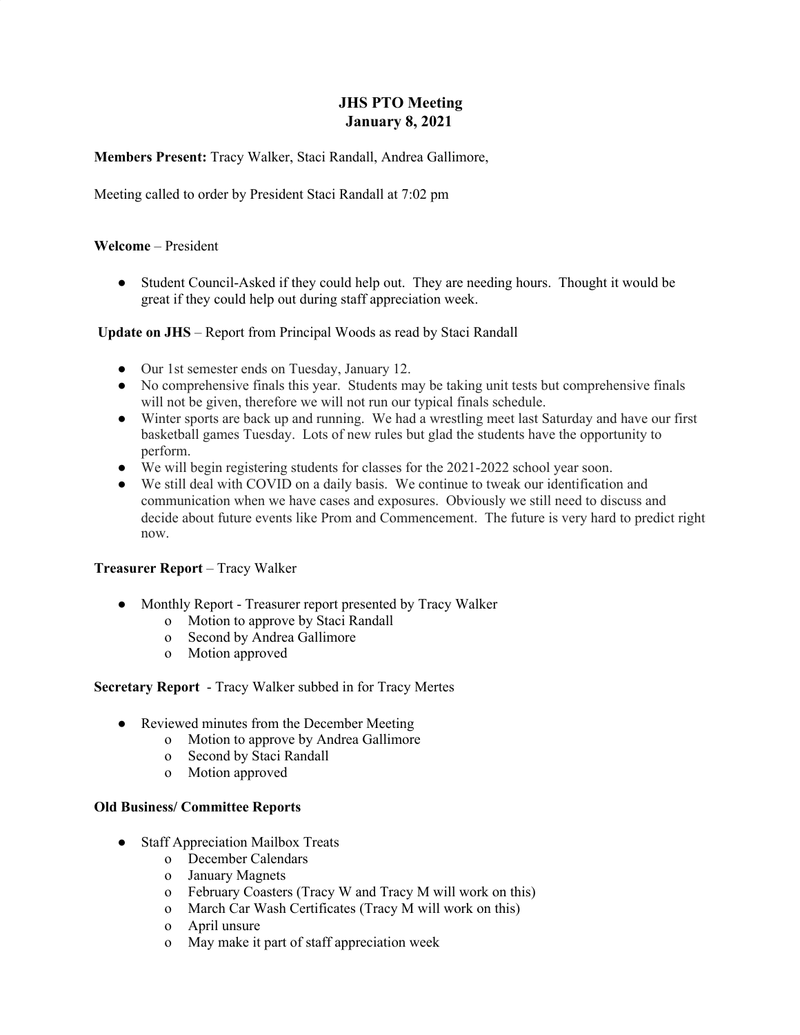# JHS PTO Meeting
# January 8, 2021

**Members Present:** Tracy Walker, Staci Randall, Andrea Gallimore,

Meeting called to order by President Staci Randall at 7:02 pm

**Welcome** – President

- Student Council-Asked if they could help out. They are needing hours. Thought it would be great if they could help out during staff appreciation week.

**Update on JHS** – Report from Principal Woods as read by Staci Randall

- Our 1st semester ends on Tuesday, January 12.
- No comprehensive finals this year. Students may be taking unit tests but comprehensive finals will not be given, therefore we will not run our typical finals schedule.
- Winter sports are back up and running. We had a wrestling meet last Saturday and have our first basketball games Tuesday. Lots of new rules but glad the students have the opportunity to perform.
- We will begin registering students for classes for the 2021-2022 school year soon.
- We still deal with COVID on a daily basis. We continue to tweak our identification and communication when we have cases and exposures. Obviously we still need to discuss and decide about future events like Prom and Commencement. The future is very hard to predict right now.

**Treasurer Report** – Tracy Walker

- Monthly Report - Treasurer report presented by Tracy Walker
  - Motion to approve by Staci Randall
  - Second by Andrea Gallimore
  - Motion approved

**Secretary Report** - Tracy Walker subbed in for Tracy Mertes

- Reviewed minutes from the December Meeting
  - Motion to approve by Andrea Gallimore
  - Second by Staci Randall
  - Motion approved

**Old Business/ Committee Reports**

- Staff Appreciation Mailbox Treats
  - December Calendars
  - January Magnets
  - February Coasters (Tracy W and Tracy M will work on this)
  - March Car Wash Certificates (Tracy M will work on this)
  - April unsure
  - May make it part of staff appreciation week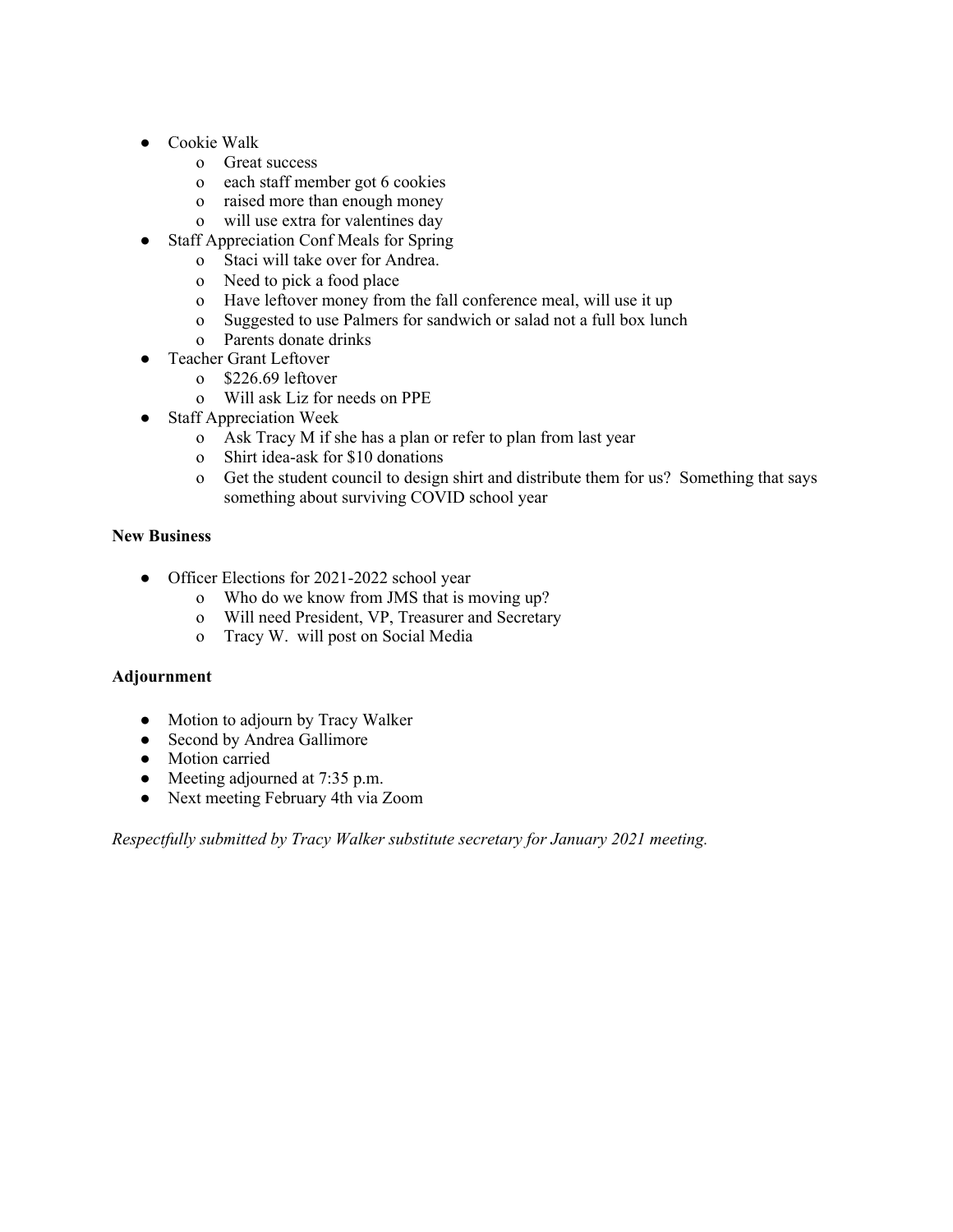- Cookie Walk
  - Great success
  - each staff member got 6 cookies
  - raised more than enough money
  - will use extra for valentines day
- Staff Appreciation Conf Meals for Spring
  - Staci will take over for Andrea.
  - Need to pick a food place
  - Have leftover money from the fall conference meal, will use it up
  - Suggested to use Palmers for sandwich or salad not a full box lunch
  - Parents donate drinks
- Teacher Grant Leftover
  - $226.69 leftover
  - Will ask Liz for needs on PPE
- Staff Appreciation Week
  - Ask Tracy M if she has a plan or refer to plan from last year
  - Shirt idea-ask for $10 donations
  - Get the student council to design shirt and distribute them for us? Something that says something about surviving COVID school year

**New Business**

- Officer Elections for 2021-2022 school year
  - Who do we know from JMS that is moving up?
  - Will need President, VP, Treasurer and Secretary
  - Tracy W. will post on Social Media

**Adjournment**

- Motion to adjourn by Tracy Walker
- Second by Andrea Gallimore
- Motion carried
- Meeting adjourned at 7:35 p.m.
- Next meeting February 4th via Zoom

*Respectfully submitted by Tracy Walker substitute secretary for January 2021 meeting.*